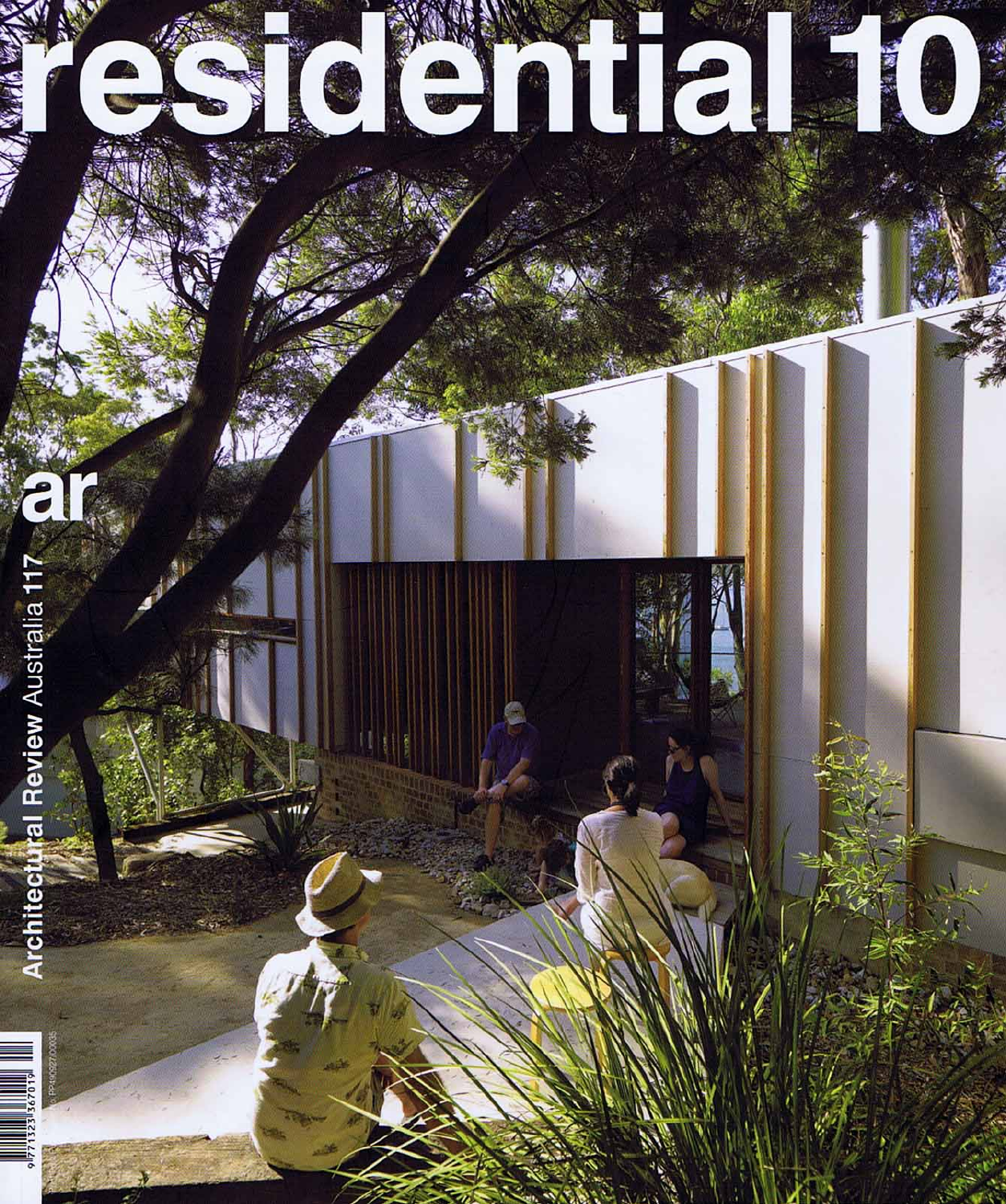# residential 10

ar

Architectural Review Australia 117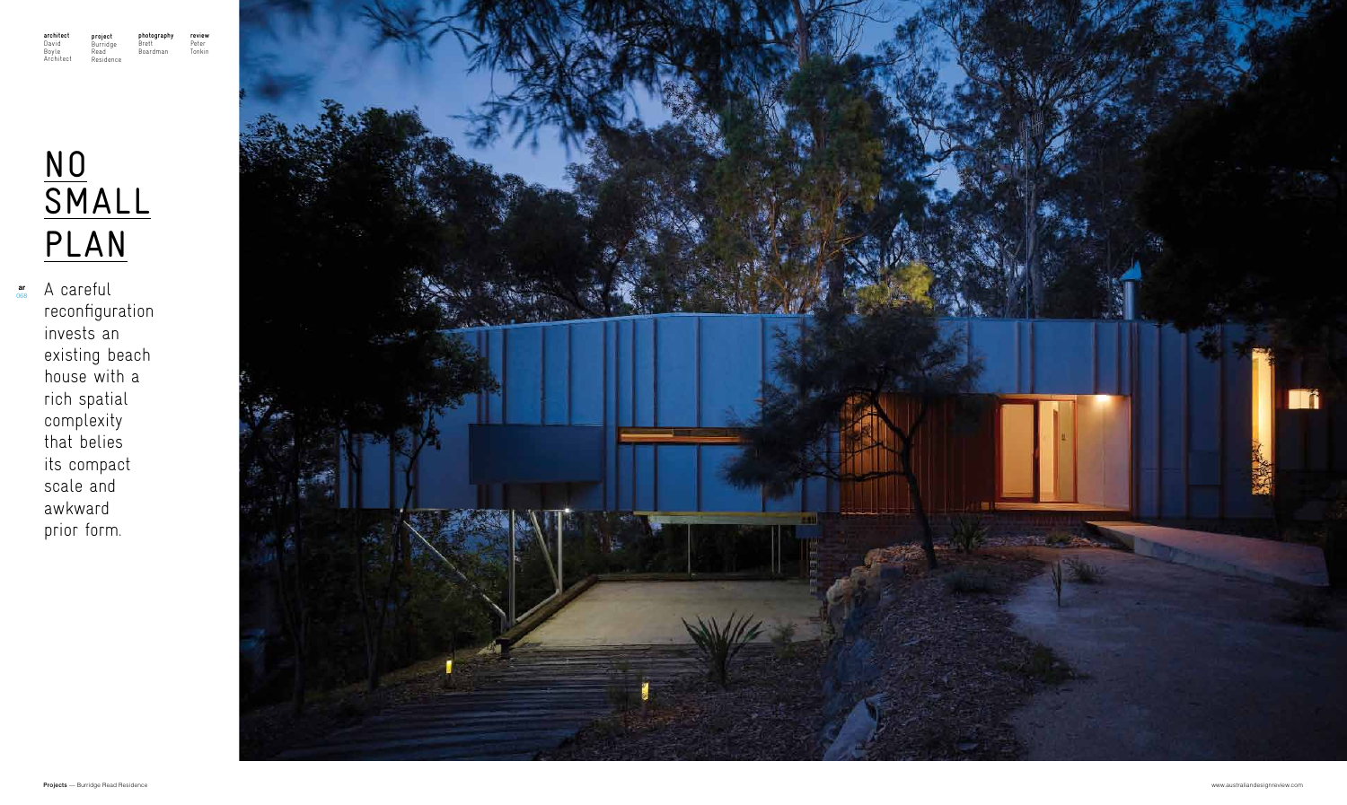**architect**
David Boyle Architect

**project**
Burridge Read Residence

**photography**
Brett Boardman

**review**
Peter Tonkin

# NO SMALL PLAN

A careful reconfiguration invests an existing beach house with a rich spatial complexity that belies its compact scale and awkward prior form.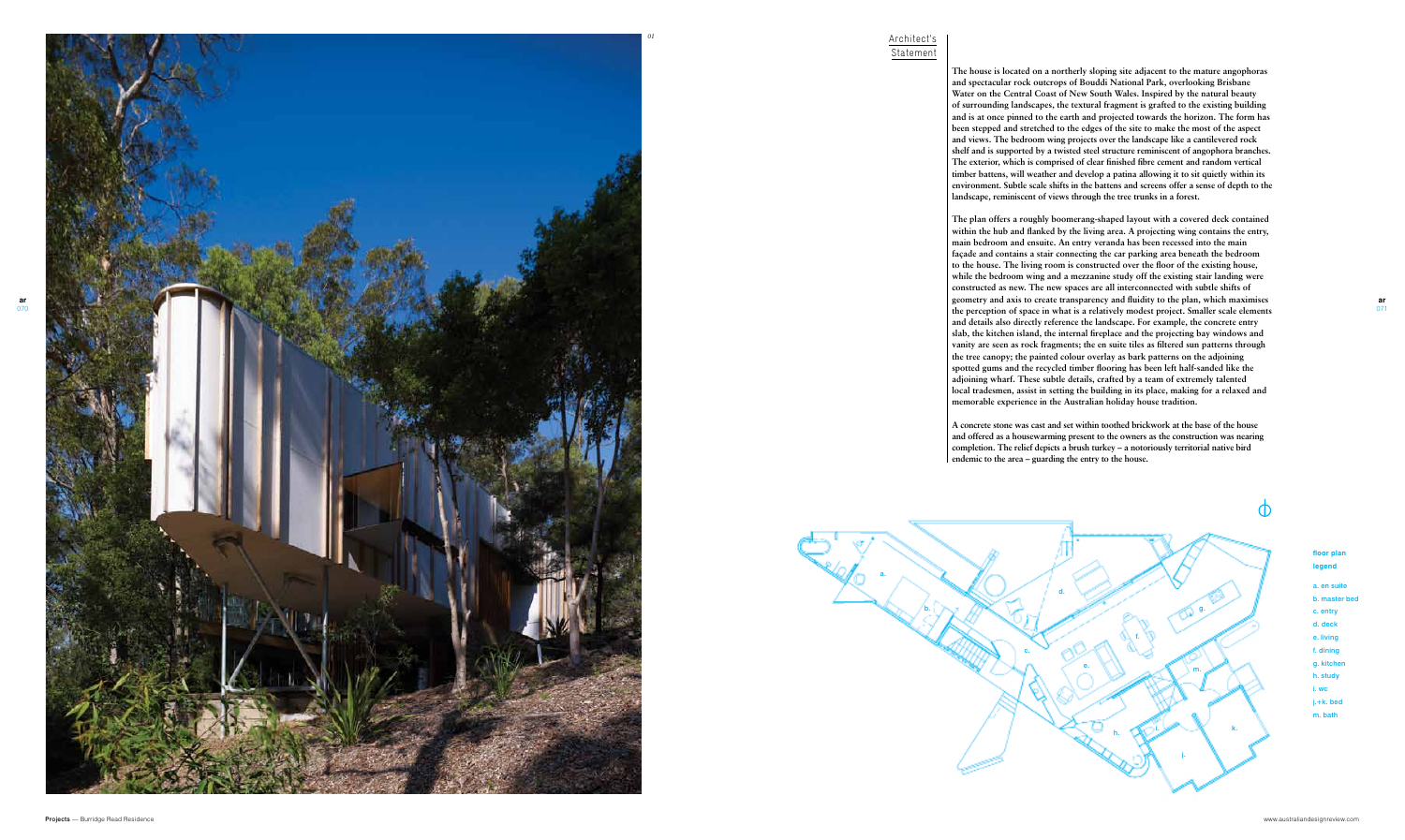01

## Architect's Statement

The house is located on a northerly sloping site adjacent to the mature angophoras and spectacular rock outcrops of Bouddi National Park, overlooking Brisbane Water on the Central Coast of New South Wales. Inspired by the natural beauty of surrounding landscapes, the textural fragment is grafted to the existing building and is at once pinned to the earth and projected towards the horizon. The form has been stepped and stretched to the edges of the site to make the most of the aspect and views. The bedroom wing projects over the landscape like a cantilevered rock shelf and is supported by a twisted steel structure reminiscent of angophora branches. The exterior, which is comprised of clear finished fibre cement and random vertical timber battens, will weather and develop a patina allowing it to sit quietly within its environment. Subtle scale shifts in the battens and screens offer a sense of depth to the landscape, reminiscent of views through the tree trunks in a forest.

The plan offers a roughly boomerang-shaped layout with a covered deck contained within the hub and flanked by the living area. A projecting wing contains the entry, main bedroom and ensuite. An entry veranda has been recessed into the main façade and contains a stair connecting the car parking area beneath the bedroom to the house. The living room is constructed over the floor of the existing house, while the bedroom wing and a mezzanine study off the existing stair landing were constructed as new. The new spaces are all interconnected with subtle shifts of geometry and axis to create transparency and fluidity to the plan, which maximises the perception of space in what is a relatively modest project. Smaller scale elements and details also directly reference the landscape. For example, the concrete entry slab, the kitchen island, the internal fireplace and the projecting bay windows and vanity are seen as rock fragments; the en suite tiles as filtered sun patterns through the tree canopy; the painted colour overlay as bark patterns on the adjoining spotted gums and the recycled timber flooring has been left half-sanded like the adjoining wharf. These subtle details, crafted by a team of extremely talented local tradesmen, assist in setting the building in its place, making for a relaxed and memorable experience in the Australian holiday house tradition.

A concrete stone was cast and set within toothed brickwork at the base of the house and offered as a housewarming present to the owners as the construction was nearing completion. The relief depicts a brush turkey – a notoriously territorial native bird endemic to the area – guarding the entry to the house.

**floor plan legend**

- a. en suite
- b. master bed
- c. entry
- d. deck
- e. living
- f. dining
- g. kitchen
- h. study
- i. wc
- j.+k. bed
- m. bath

**Projects** — Burridge Read Residence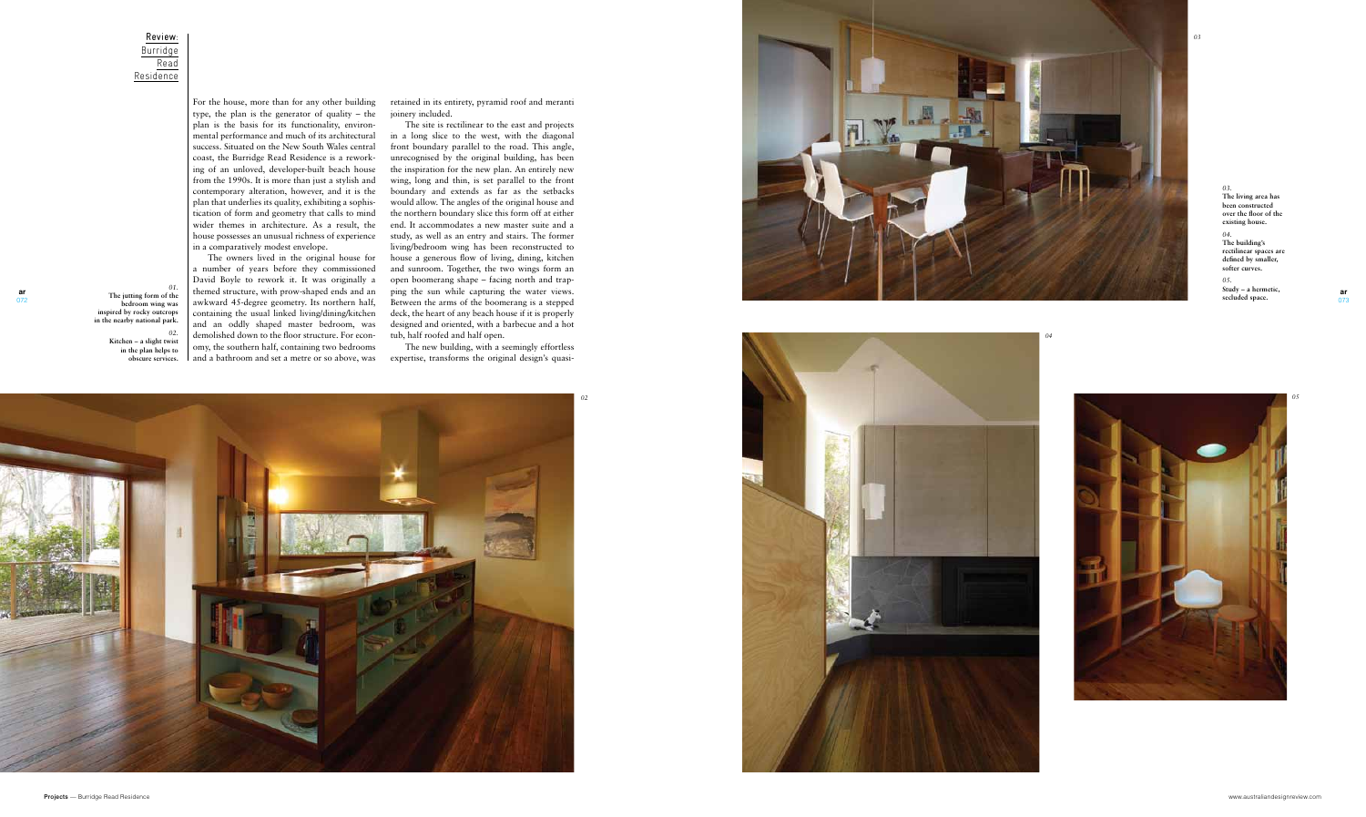Review: Burridge Read Residence

For the house, more than for any other building type, the plan is the generator of quality – the plan is the basis for its functionality, environmental performance and much of its architectural success. Situated on the New South Wales central coast, the Burridge Read Residence is a reworking of an unloved, developer-built beach house from the 1990s. It is more than just a stylish and contemporary alteration, however, and it is the plan that underlies its quality, exhibiting a sophistication of form and geometry that calls to mind wider themes in architecture. As a result, the house possesses an unusual richness of experience in a comparatively modest envelope.

The owners lived in the original house for a number of years before they commissioned David Boyle to rework it. It was originally a themed structure, with prow-shaped ends and an awkward 45-degree geometry. Its northern half, containing the usual linked living/dining/kitchen and an oddly shaped master bedroom, was demolished down to the floor structure. For economy, the southern half, containing two bedrooms and a bathroom and set a metre or so above, was retained in its entirety, pyramid roof and meranti joinery included.

The site is rectilinear to the east and projects in a long slice to the west, with the diagonal front boundary parallel to the road. This angle, unrecognised by the original building, has been the inspiration for the new plan. An entirely new wing, long and thin, is set parallel to the front boundary and extends as far as the setbacks would allow. The angles of the original house and the northern boundary slice this form off at either end. It accommodates a new master suite and a study, as well as an entry and stairs. The former living/bedroom wing has been reconstructed to house a generous flow of living, dining, kitchen and sunroom. Together, the two wings form an open boomerang shape – facing north and trapping the sun while capturing the water views. Between the arms of the boomerang is a stepped deck, the heart of any beach house if it is properly designed and oriented, with a barbecue and a hot tub, half roofed and half open.

The new building, with a seemingly effortless expertise, transforms the original design's quasi-

*01.* The jutting form of the bedroom wing was inspired by rocky outcrops in the nearby national park.

*02.* Kitchen – a slight twist in the plan helps to obscure services.

*03.* The living area has been constructed over the floor of the existing house.

*04.* The building's rectilinear spaces are defined by smaller, softer curves.

*05.* Study – a hermetic, secluded space.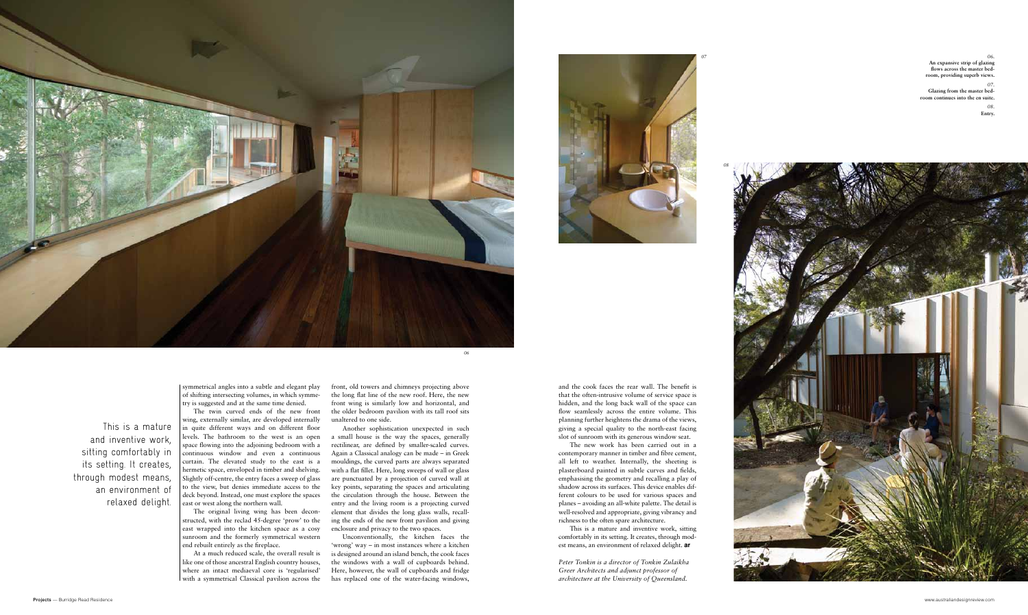This is a mature and inventive work, sitting comfortably in its setting. It creates, through modest means, an environment of relaxed delight.

symmetrical angles into a subtle and elegant play of shifting intersecting volumes, in which symmetry is suggested and at the same time denied.

The twin curved ends of the new front wing, externally similar, are developed internally in quite different ways and on different floor levels. The bathroom to the west is an open space flowing into the adjoining bedroom with a continuous window and even a continuous curtain. The elevated study to the east is a hermetic space, enveloped in timber and shelving. Slightly off-centre, the entry faces a sweep of glass to the view, but denies immediate access to the deck beyond. Instead, one must explore the spaces east or west along the northern wall.

The original living wing has been deconstructed, with the reclad 45-degree 'prow' to the east wrapped into the kitchen space as a cosy sunroom and the formerly symmetrical western end rebuilt entirely as the fireplace.

At a much reduced scale, the overall result is like one of those ancestral English country houses, where an intact mediaeval core is 'regularised' with a symmetrical Classical pavilion across the front, old towers and chimneys projecting above the long flat line of the new roof. Here, the new front wing is similarly low and horizontal, and the older bedroom pavilion with its tall roof sits unaltered to one side.

Another sophistication unexpected in such a small house is the way the spaces, generally rectilinear, are defined by smaller-scaled curves. Again a Classical analogy can be made – in Greek mouldings, the curved parts are always separated with a flat fillet. Here, long sweeps of wall or glass are punctuated by a projection of curved wall at key points, separating the spaces and articulating the circulation through the house. Between the entry and the living room is a projecting curved element that divides the long glass walls, recalling the ends of the new front pavilion and giving enclosure and privacy to the two spaces.

Unconventionally, the kitchen faces the 'wrong' way – in most instances where a kitchen is designed around an island bench, the cook faces the windows with a wall of cupboards behind. Here, however, the wall of cupboards and fridge has replaced one of the water-facing windows, and the cook faces the rear wall. The benefit is that the often-intrusive volume of service space is hidden, and the long back wall of the space can flow seamlessly across the entire volume. This planning further heightens the drama of the views, giving a special quality to the north-east facing slot of sunroom with its generous window seat.

The new work has been carried out in a contemporary manner in timber and fibre cement, all left to weather. Internally, the sheeting is plasterboard painted in subtle curves and fields, emphasising the geometry and recalling a play of shadow across its surfaces. This device enables different colours to be used for various spaces and planes – avoiding an all-white palette. The detail is well-resolved and appropriate, giving vibrancy and richness to the often spare architecture.

This is a mature and inventive work, sitting comfortably in its setting. It creates, through modest means, an environment of relaxed delight. **ar**

*Peter Tonkin is a director of Tonkin Zulaikha Greer Architects and adjunct professor of architecture at the University of Queensland.*

06. **An expansive strip of glazing flows across the master bedroom, providing superb views.**

07. **Glazing from the master bedroom continues into the en suite.**

08. **Entry.**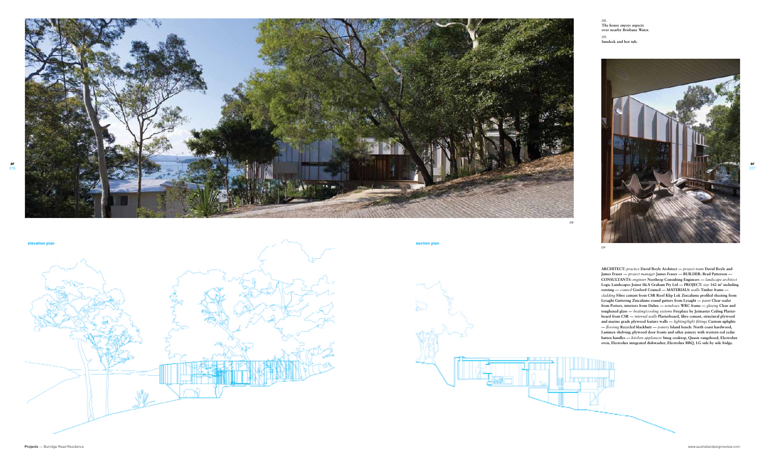*08.*
**The house enjoys aspects over nearby Brisbane Water.**

*09.*
**Sundeck and hot tub.**

*08*

*09*

**elevation plan**

**section plan**

**ARCHITECT:** *practice* **David Boyle Architect** — *project team* **David Boyle and James Fraser** — *project manager* **James Fraser** — **BUILDER: Brad Patterson** — **CONSULTANTS:** *engineer* **Northrop Consulting Engineers** — *landscape architect* **Logic Landscapes Joiner I&A Graham Pty Ltd** — **PROJECT:** *size* **162 m² including existing** — *council* **Gosford Council** — **MATERIALS:** *walls* **Timber frame** — *cladding* **Fibre cement from CSR Roof Klip Lok Zincalume profiled sheeting from Lysaght Guttering Zincalume round gutters from Lysaght** — *paint* **Clear sealer from Porters, interiors from Dulux** — *windows* **WRC frame** — *glazing* **Clear and toughened glass** — *heating/cooling systems* **Fireplace by Jetmaster Ceiling Plasterboard from CSR** — *internal walls* **Plasterboard, fibre cement, structural plywood and marine grade plywood feature walls** — *lighting/light fittings* **Custom uplights** — *flooring* **Recycled blackbutt** — *joinery* **Island bench: North coast hardwood, Laminex shelving; plywood door fronts and other joinery with western red cedar batten handles** — *kitchen appliances* **Smeg cooktop, Quasir rangehood, Electrolux oven, Electrolux integrated dishwasher, Electrolux BBQ, LG side by side fridge.**